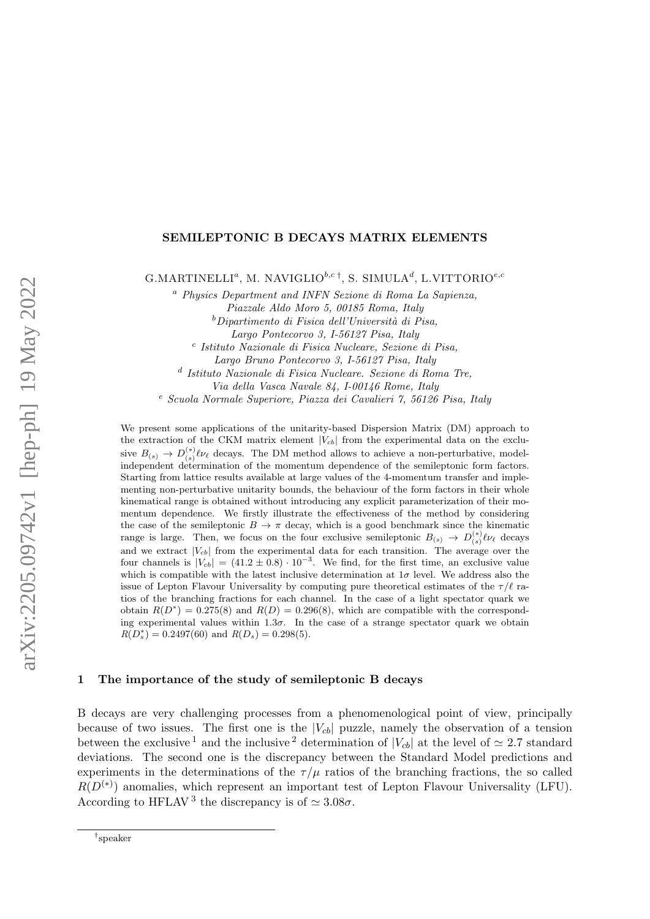# SEMILEPTONIC B DECAYS MATRIX ELEMENTS

G.MARTINELLI[a], M. NAVIGLIO[b,c †], S. SIMULA[d], L.VITTORIO[e,c]

[a] *Physics Department and INFN Sezione di Roma La Sapienza, Piazzale Aldo Moro 5, 00185 Roma, Italy*
[b] *Dipartimento di Fisica dell'Università di Pisa, Largo Pontecorvo 3, I-56127 Pisa, Italy*
[c] *Istituto Nazionale di Fisica Nucleare, Sezione di Pisa, Largo Bruno Pontecorvo 3, I-56127 Pisa, Italy*
[d] *Istituto Nazionale di Fisica Nucleare. Sezione di Roma Tre, Via della Vasca Navale 84, I-00146 Rome, Italy*
[e] *Scuola Normale Superiore, Piazza dei Cavalieri 7, 56126 Pisa, Italy*

We present some applications of the unitarity-based Dispersion Matrix (DM) approach to the extraction of the CKM matrix element $|V_{cb}|$ from the experimental data on the exclusive $B_{(s)} \to D^{(*)}_{(s)} \ell \nu_\ell$ decays. The DM method allows to achieve a non-perturbative, model-independent determination of the momentum dependence of the semileptonic form factors. Starting from lattice results available at large values of the 4-momentum transfer and implementing non-perturbative unitarity bounds, the behaviour of the form factors in their whole kinematical range is obtained without introducing any explicit parameterization of their momentum dependence. We firstly illustrate the effectiveness of the method by considering the case of the semileptonic $B \to \pi$ decay, which is a good benchmark since the kinematic range is large. Then, we focus on the four exclusive semileptonic $B_{(s)} \to D^{(*)}_{(s)} \ell \nu_\ell$ decays and we extract $|V_{cb}|$ from the experimental data for each transition. The average over the four channels is $|V_{cb}| = (41.2 \pm 0.8) \cdot 10^{-3}$. We find, for the first time, an exclusive value which is compatible with the latest inclusive determination at $1\sigma$ level. We address also the issue of Lepton Flavour Universality by computing pure theoretical estimates of the $\tau/\ell$ ratios of the branching fractions for each channel. In the case of a light spectator quark we obtain $R(D^*) = 0.275(8)$ and $R(D) = 0.296(8)$, which are compatible with the corresponding experimental values within $1.3\sigma$. In the case of a strange spectator quark we obtain $R(D^*_s) = 0.2497(60)$ and $R(D_s) = 0.298(5)$.

## 1 The importance of the study of semileptonic B decays

B decays are very challenging processes from a phenomenological point of view, principally because of two issues. The first one is the $|V_{cb}|$ puzzle, namely the observation of a tension between the exclusive [1] and the inclusive [2] determination of $|V_{cb}|$ at the level of $\simeq 2.7$ standard deviations. The second one is the discrepancy between the Standard Model predictions and experiments in the determinations of the $\tau/\mu$ ratios of the branching fractions, the so called $R(D^{(*)})$ anomalies, which represent an important test of Lepton Flavour Universality (LFU). According to HFLAV [3] the discrepancy is of $\simeq 3.08\sigma$.

---
[†] speaker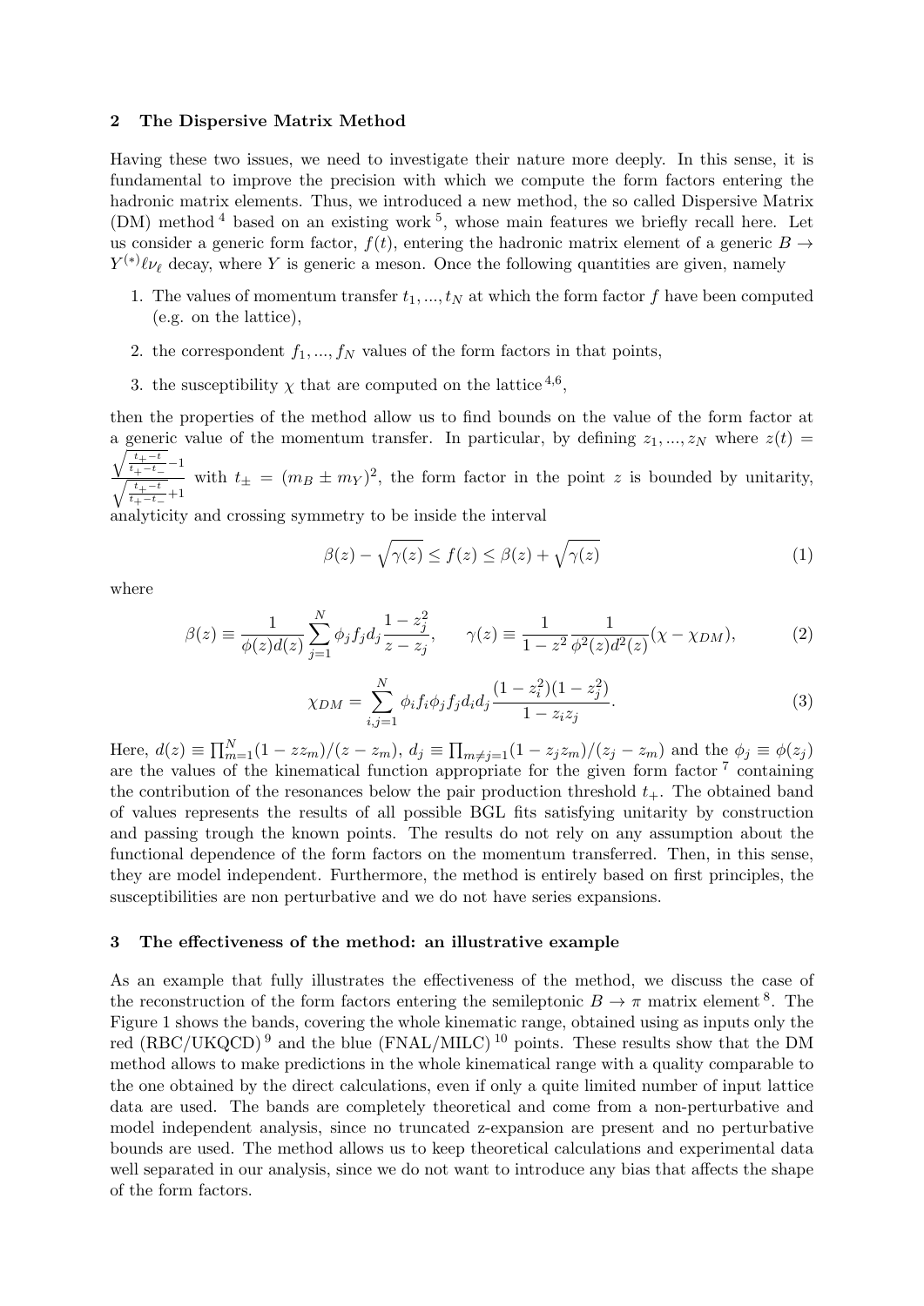## 2 The Dispersive Matrix Method

Having these two issues, we need to investigate their nature more deeply. In this sense, it is fundamental to improve the precision with which we compute the form factors entering the hadronic matrix elements. Thus, we introduced a new method, the so called Dispersive Matrix (DM) method [4] based on an existing work [5], whose main features we briefly recall here. Let us consider a generic form factor, $f(t)$, entering the hadronic matrix element of a generic $B \to Y^{(*)}\ell\nu_\ell$ decay, where $Y$ is generic a meson. Once the following quantities are given, namely

1. The values of momentum transfer $t_1, ..., t_N$ at which the form factor $f$ have been computed (e.g. on the lattice),
2. the correspondent $f_1, ..., f_N$ values of the form factors in that points,
3. the susceptibility $\chi$ that are computed on the lattice [4,6],

then the properties of the method allow us to find bounds on the value of the form factor at a generic value of the momentum transfer. In particular, by defining $z_1, ..., z_N$ where $z(t) = \frac{\sqrt{\frac{t_+-t}{t_+-t_-}}-1}{\sqrt{\frac{t_+-t}{t_+-t_-}}+1}$ with $t_\pm = (m_B \pm m_Y)^2$, the form factor in the point $z$ is bounded by unitarity, analyticity and crossing symmetry to be inside the interval

$$\beta(z) - \sqrt{\gamma(z)} \leq f(z) \leq \beta(z) + \sqrt{\gamma(z)} \tag{1}$$

where

$$\beta(z) \equiv \frac{1}{\phi(z)d(z)} \sum_{j=1}^{N} \phi_j f_j d_j \frac{1-z_j^2}{z-z_j}, \qquad \gamma(z) \equiv \frac{1}{1-z^2} \frac{1}{\phi^2(z)d^2(z)} (\chi - \chi_{DM}), \tag{2}$$

$$\chi_{DM} = \sum_{i,j=1}^{N} \phi_i f_i \phi_j f_j d_i d_j \frac{(1-z_i^2)(1-z_j^2)}{1-z_i z_j}. \tag{3}$$

Here, $d(z) \equiv \prod_{m=1}^{N} (1 - z z_m)/(z - z_m)$, $d_j \equiv \prod_{m \neq j=1} (1 - z_j z_m)/(z_j - z_m)$ and the $\phi_j \equiv \phi(z_j)$ are the values of the kinematical function appropriate for the given form factor [7] containing the contribution of the resonances below the pair production threshold $t_+$. The obtained band of values represents the results of all possible BGL fits satisfying unitarity by construction and passing trough the known points. The results do not rely on any assumption about the functional dependence of the form factors on the momentum transferred. Then, in this sense, they are model independent. Furthermore, the method is entirely based on first principles, the susceptibilities are non perturbative and we do not have series expansions.

## 3 The effectiveness of the method: an illustrative example

As an example that fully illustrates the effectiveness of the method, we discuss the case of the reconstruction of the form factors entering the semileptonic $B \to \pi$ matrix element [8]. The Figure 1 shows the bands, covering the whole kinematic range, obtained using as inputs only the red (RBC/UKQCD) [9] and the blue (FNAL/MILC) [10] points. These results show that the DM method allows to make predictions in the whole kinematical range with a quality comparable to the one obtained by the direct calculations, even if only a quite limited number of input lattice data are used. The bands are completely theoretical and come from a non-perturbative and model independent analysis, since no truncated z-expansion are present and no perturbative bounds are used. The method allows us to keep theoretical calculations and experimental data well separated in our analysis, since we do not want to introduce any bias that affects the shape of the form factors.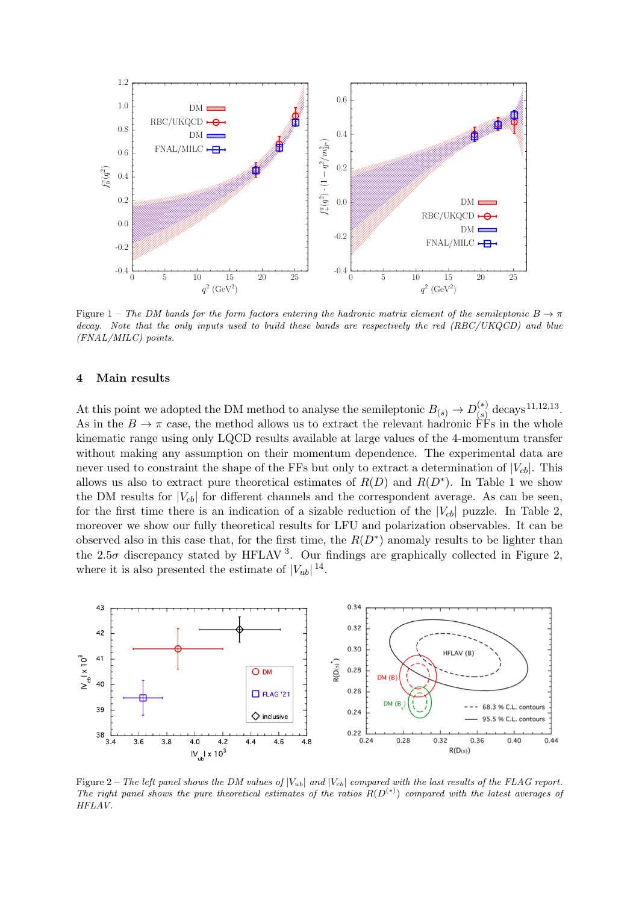Figure 1 – *The DM bands for the form factors entering the hadronic matrix element of the semileptonic $B \to \pi$ decay. Note that the only inputs used to build these bands are respectively the red (RBC/UKQCD) and blue (FNAL/MILC) points.*

## 4 Main results

At this point we adopted the DM method to analyse the semileptonic $B_{(s)} \to D^{(*)}_{(s)}$ decays[11,12,13]. As in the $B \to \pi$ case, the method allows us to extract the relevant hadronic FFs in the whole kinematic range using only LQCD results available at large values of the 4-momentum transfer without making any assumption on their momentum dependence. The experimental data are never used to constraint the shape of the FFs but only to extract a determination of $|V_{cb}|$. This allows us also to extract pure theoretical estimates of $R(D)$ and $R(D^*)$. In Table 1 we show the DM results for $|V_{cb}|$ for different channels and the correspondent average. As can be seen, for the first time there is an indication of a sizable reduction of the $|V_{cb}|$ puzzle. In Table 2, moreover we show our fully theoretical results for LFU and polarization observables. It can be observed also in this case that, for the first time, the $R(D^*)$ anomaly results to be lighter than the 2.5$\sigma$ discrepancy stated by HFLAV [3]. Our findings are graphically collected in Figure 2, where it is also presented the estimate of $|V_{ub}|$[14].

Figure 2 – *The left panel shows the DM values of $|V_{ub}|$ and $|V_{cb}|$ compared with the last results of the FLAG report. The right panel shows the pure theoretical estimates of the ratios $R(D^{(*)})$ compared with the latest averages of HFLAV.*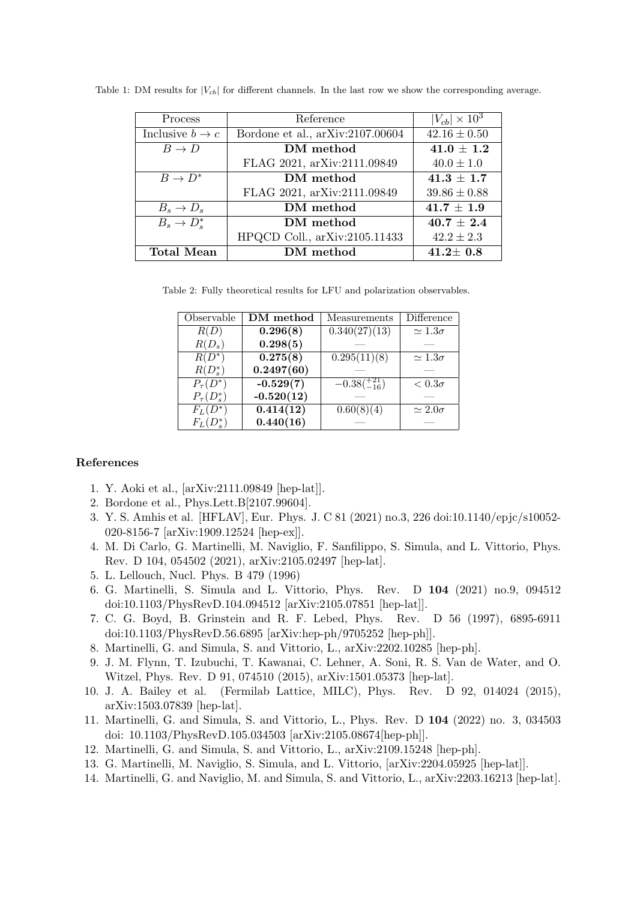Table 1: DM results for $|V_{cb}|$ for different channels. In the last row we show the corresponding average.

| Process | Reference | $\|V_{cb}\| \times 10^3$ |
|---|---|---|
| Inclusive $b \to c$ | Bordone et al., arXiv:2107.00604 | $42.16 \pm 0.50$ |
| $B \to D$ | **DM method** | $\mathbf{41.0 \pm 1.2}$ |
| | FLAG 2021, arXiv:2111.09849 | $40.0 \pm 1.0$ |
| $B \to D^*$ | **DM method** | $\mathbf{41.3 \pm 1.7}$ |
| | FLAG 2021, arXiv:2111.09849 | $39.86 \pm 0.88$ |
| $B_s \to D_s$ | **DM method** | $\mathbf{41.7 \pm 1.9}$ |
| $B_s \to D_s^*$ | **DM method** | $\mathbf{40.7 \pm 2.4}$ |
| | HPQCD Coll., arXiv:2105.11433 | $42.2 \pm 2.3$ |
| **Total Mean** | **DM method** | $\mathbf{41.2 \pm 0.8}$ |

Table 2: Fully theoretical results for LFU and polarization observables.

| Observable | **DM method** | Measurements | Difference |
|---|---|---|---|
| $R(D)$ | **0.296(8)** | 0.340(27)(13) | $\simeq 1.3\sigma$ |
| $R(D_s)$ | **0.298(5)** | — | — |
| $R(D^*)$ | **0.275(8)** | 0.295(11)(8) | $\simeq 1.3\sigma$ |
| $R(D_s^*)$ | **0.2497(60)** | — | — |
| $P_\tau(D^*)$ | **-0.529(7)** | $-0.38(^{+21}_{-16})$ | $< 0.3\sigma$ |
| $P_\tau(D_s^*)$ | **-0.520(12)** | — | — |
| $F_L(D^*)$ | **0.414(12)** | 0.60(8)(4) | $\simeq 2.0\sigma$ |
| $F_L(D_s^*)$ | **0.440(16)** | — | — |

## References

1. Y. Aoki et al., [arXiv:2111.09849 [hep-lat]].
2. Bordone et al., Phys.Lett.B[2107.99604].
3. Y. S. Amhis et al. [HFLAV], Eur. Phys. J. C 81 (2021) no.3, 226 doi:10.1140/epjc/s10052-020-8156-7 [arXiv:1909.12524 [hep-ex]].
4. M. Di Carlo, G. Martinelli, M. Naviglio, F. Sanfilippo, S. Simula, and L. Vittorio, Phys. Rev. D 104, 054502 (2021), arXiv:2105.02497 [hep-lat].
5. L. Lellouch, Nucl. Phys. B 479 (1996)
6. G. Martinelli, S. Simula and L. Vittorio, Phys. Rev. D **104** (2021) no.9, 094512 doi:10.1103/PhysRevD.104.094512 [arXiv:2105.07851 [hep-lat]].
7. C. G. Boyd, B. Grinstein and R. F. Lebed, Phys. Rev. D 56 (1997), 6895-6911 doi:10.1103/PhysRevD.56.6895 [arXiv:hep-ph/9705252 [hep-ph]].
8. Martinelli, G. and Simula, S. and Vittorio, L., arXiv:2202.10285 [hep-ph].
9. J. M. Flynn, T. Izubuchi, T. Kawanai, C. Lehner, A. Soni, R. S. Van de Water, and O. Witzel, Phys. Rev. D 91, 074510 (2015), arXiv:1501.05373 [hep-lat].
10. J. A. Bailey et al. (Fermilab Lattice, MILC), Phys. Rev. D 92, 014024 (2015), arXiv:1503.07839 [hep-lat].
11. Martinelli, G. and Simula, S. and Vittorio, L., Phys. Rev. D **104** (2022) no. 3, 034503 doi: 10.1103/PhysRevD.105.034503 [arXiv:2105.08674[hep-ph]].
12. Martinelli, G. and Simula, S. and Vittorio, L., arXiv:2109.15248 [hep-ph].
13. G. Martinelli, M. Naviglio, S. Simula, and L. Vittorio, [arXiv:2204.05925 [hep-lat]].
14. Martinelli, G. and Naviglio, M. and Simula, S. and Vittorio, L., arXiv:2203.16213 [hep-lat].